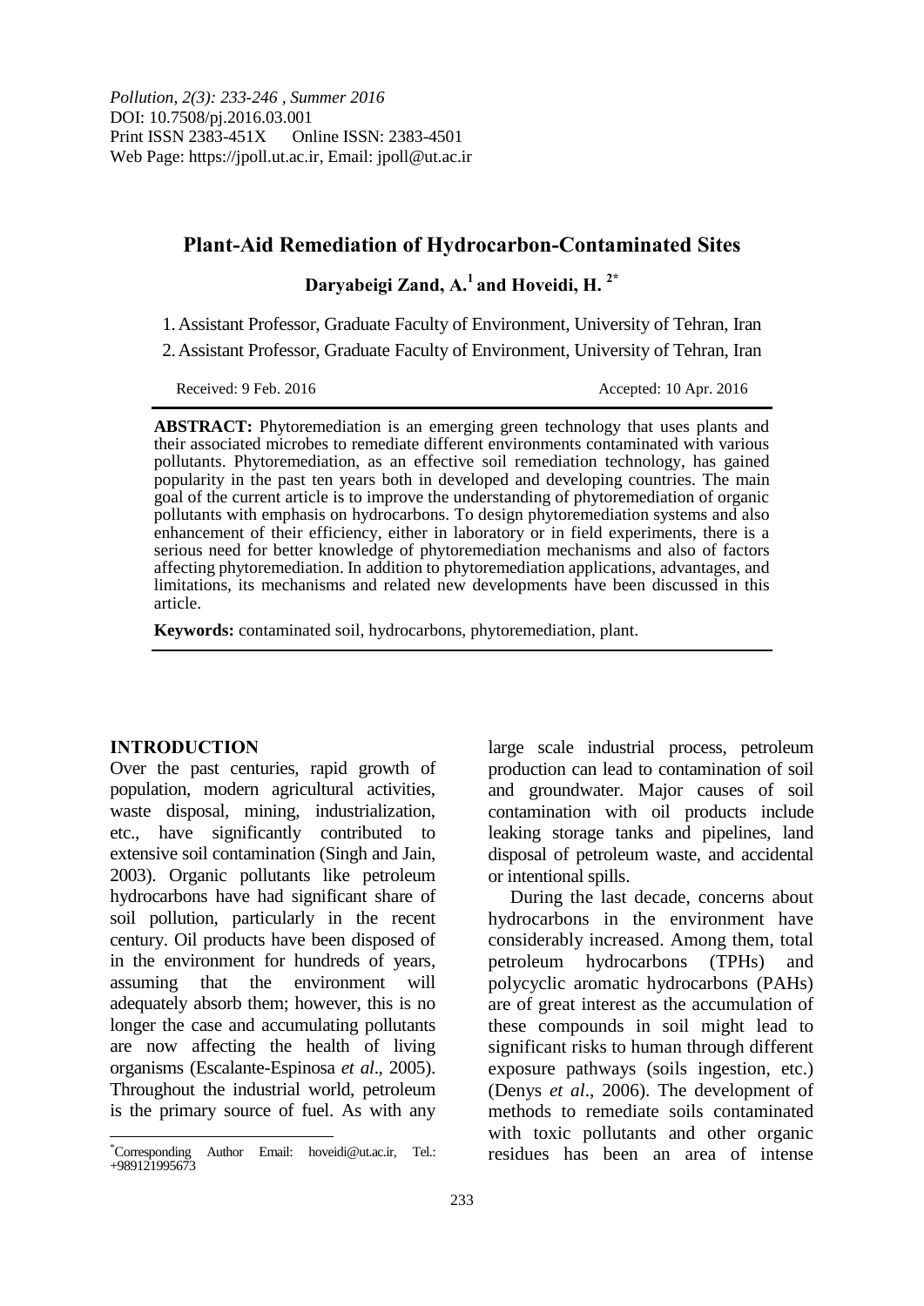# Plant-Aid Remediation of Hydrocarbon-Contaminated Sites

**Daryabeigi Zand, A.[1] and Hoveidi, H.[2*]**

1. Assistant Professor, Graduate Faculty of Environment, University of Tehran, Iran
2. Assistant Professor, Graduate Faculty of Environment, University of Tehran, Iran

Received: 9 Feb. 2016 Accepted: 10 Apr. 2016

**ABSTRACT:** Phytoremediation is an emerging green technology that uses plants and their associated microbes to remediate different environments contaminated with various pollutants. Phytoremediation, as an effective soil remediation technology, has gained popularity in the past ten years both in developed and developing countries. The main goal of the current article is to improve the understanding of phytoremediation of organic pollutants with emphasis on hydrocarbons. To design phytoremediation systems and also enhancement of their efficiency, either in laboratory or in field experiments, there is a serious need for better knowledge of phytoremediation mechanisms and also of factors affecting phytoremediation. In addition to phytoremediation applications, advantages, and limitations, its mechanisms and related new developments have been discussed in this article.

**Keywords:** contaminated soil, hydrocarbons, phytoremediation, plant.

## INTRODUCTION

Over the past centuries, rapid growth of population, modern agricultural activities, waste disposal, mining, industrialization, etc., have significantly contributed to extensive soil contamination (Singh and Jain, 2003). Organic pollutants like petroleum hydrocarbons have had significant share of soil pollution, particularly in the recent century. Oil products have been disposed of in the environment for hundreds of years, assuming that the environment will adequately absorb them; however, this is no longer the case and accumulating pollutants are now affecting the health of living organisms (Escalante-Espinosa *et al*., 2005). Throughout the industrial world, petroleum is the primary source of fuel. As with any large scale industrial process, petroleum production can lead to contamination of soil and groundwater. Major causes of soil contamination with oil products include leaking storage tanks and pipelines, land disposal of petroleum waste, and accidental or intentional spills.

During the last decade, concerns about hydrocarbons in the environment have considerably increased. Among them, total petroleum hydrocarbons (TPHs) and polycyclic aromatic hydrocarbons (PAHs) are of great interest as the accumulation of these compounds in soil might lead to significant risks to human through different exposure pathways (soils ingestion, etc.) (Denys *et al*., 2006). The development of methods to remediate soils contaminated with toxic pollutants and other organic residues has been an area of intense

[*] Corresponding Author Email: hoveidi@ut.ac.ir, Tel.: +989121995673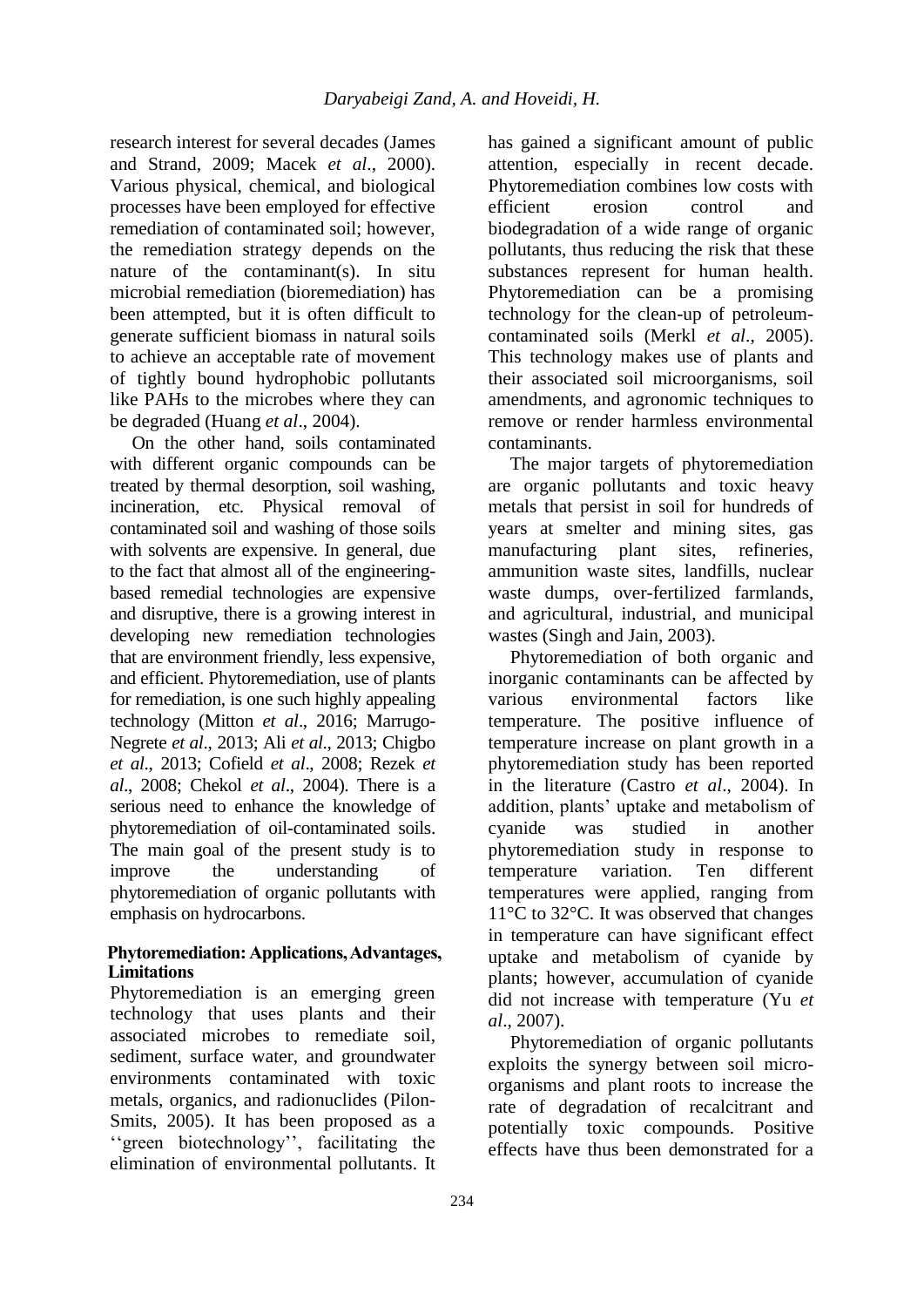research interest for several decades (James and Strand, 2009; Macek *et al*., 2000). Various physical, chemical, and biological processes have been employed for effective remediation of contaminated soil; however, the remediation strategy depends on the nature of the contaminant(s). In situ microbial remediation (bioremediation) has been attempted, but it is often difficult to generate sufficient biomass in natural soils to achieve an acceptable rate of movement of tightly bound hydrophobic pollutants like PAHs to the microbes where they can be degraded (Huang *et al*., 2004).

On the other hand, soils contaminated with different organic compounds can be treated by thermal desorption, soil washing, incineration, etc. Physical removal of contaminated soil and washing of those soils with solvents are expensive. In general, due to the fact that almost all of the engineering-based remedial technologies are expensive and disruptive, there is a growing interest in developing new remediation technologies that are environment friendly, less expensive, and efficient. Phytoremediation, use of plants for remediation, is one such highly appealing technology (Mitton *et al*., 2016; Marrugo-Negrete *et al*., 2013; Ali *et al*., 2013; Chigbo *et al*., 2013; Cofield *et al*., 2008; Rezek *et al*., 2008; Chekol *et al*., 2004). There is a serious need to enhance the knowledge of phytoremediation of oil-contaminated soils. The main goal of the present study is to improve the understanding of phytoremediation of organic pollutants with emphasis on hydrocarbons.

## Phytoremediation: Applications, Advantages, Limitations

Phytoremediation is an emerging green technology that uses plants and their associated microbes to remediate soil, sediment, surface water, and groundwater environments contaminated with toxic metals, organics, and radionuclides (Pilon-Smits, 2005). It has been proposed as a ''green biotechnology'', facilitating the elimination of environmental pollutants. It has gained a significant amount of public attention, especially in recent decade. Phytoremediation combines low costs with efficient erosion control and biodegradation of a wide range of organic pollutants, thus reducing the risk that these substances represent for human health. Phytoremediation can be a promising technology for the clean-up of petroleum-contaminated soils (Merkl *et al*., 2005). This technology makes use of plants and their associated soil microorganisms, soil amendments, and agronomic techniques to remove or render harmless environmental contaminants.

The major targets of phytoremediation are organic pollutants and toxic heavy metals that persist in soil for hundreds of years at smelter and mining sites, gas manufacturing plant sites, refineries, ammunition waste sites, landfills, nuclear waste dumps, over-fertilized farmlands, and agricultural, industrial, and municipal wastes (Singh and Jain, 2003).

Phytoremediation of both organic and inorganic contaminants can be affected by various environmental factors like temperature. The positive influence of temperature increase on plant growth in a phytoremediation study has been reported in the literature (Castro *et al*., 2004). In addition, plants' uptake and metabolism of cyanide was studied in another phytoremediation study in response to temperature variation. Ten different temperatures were applied, ranging from 11°C to 32°C. It was observed that changes in temperature can have significant effect uptake and metabolism of cyanide by plants; however, accumulation of cyanide did not increase with temperature (Yu *et al*., 2007).

Phytoremediation of organic pollutants exploits the synergy between soil micro-organisms and plant roots to increase the rate of degradation of recalcitrant and potentially toxic compounds. Positive effects have thus been demonstrated for a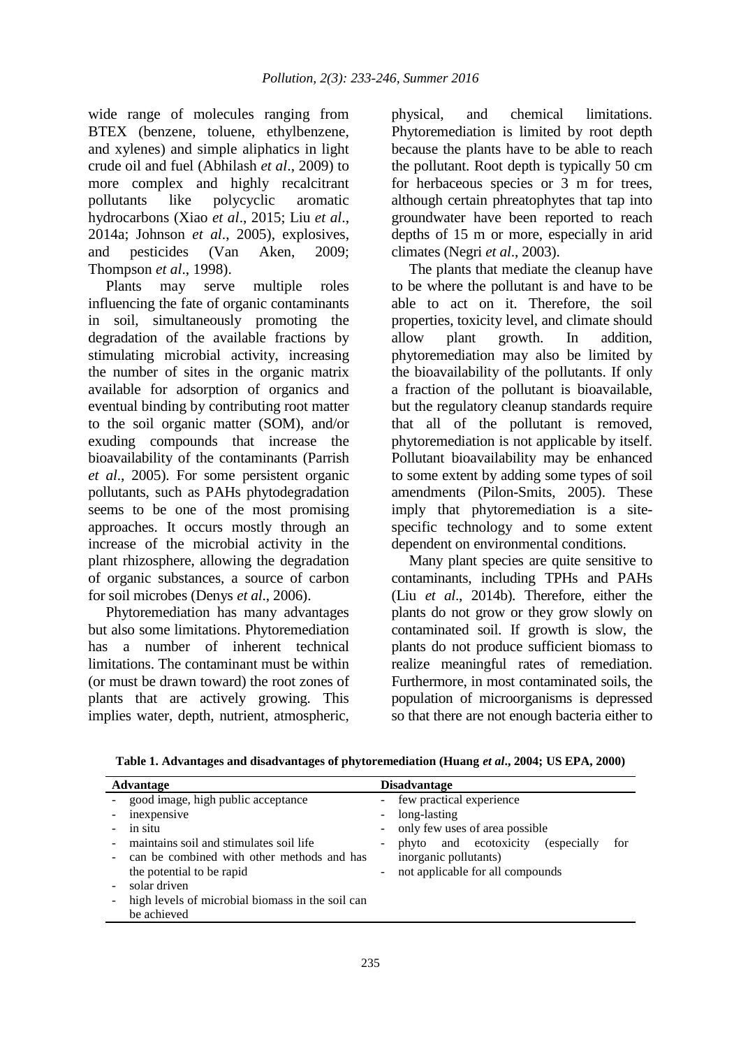wide range of molecules ranging from BTEX (benzene, toluene, ethylbenzene, and xylenes) and simple aliphatics in light crude oil and fuel (Abhilash *et al*., 2009) to more complex and highly recalcitrant pollutants like polycyclic aromatic hydrocarbons (Xiao *et al*., 2015; Liu *et al*., 2014a; Johnson *et al*., 2005), explosives, and pesticides (Van Aken, 2009; Thompson *et al*., 1998).

Plants may serve multiple roles influencing the fate of organic contaminants in soil, simultaneously promoting the degradation of the available fractions by stimulating microbial activity, increasing the number of sites in the organic matrix available for adsorption of organics and eventual binding by contributing root matter to the soil organic matter (SOM), and/or exuding compounds that increase the bioavailability of the contaminants (Parrish *et al*., 2005). For some persistent organic pollutants, such as PAHs phytodegradation seems to be one of the most promising approaches. It occurs mostly through an increase of the microbial activity in the plant rhizosphere, allowing the degradation of organic substances, a source of carbon for soil microbes (Denys *et al*., 2006).

Phytoremediation has many advantages but also some limitations. Phytoremediation has a number of inherent technical limitations. The contaminant must be within (or must be drawn toward) the root zones of plants that are actively growing. This implies water, depth, nutrient, atmospheric, physical, and chemical limitations. Phytoremediation is limited by root depth because the plants have to be able to reach the pollutant. Root depth is typically 50 cm for herbaceous species or 3 m for trees, although certain phreatophytes that tap into groundwater have been reported to reach depths of 15 m or more, especially in arid climates (Negri *et al*., 2003).

The plants that mediate the cleanup have to be where the pollutant is and have to be able to act on it. Therefore, the soil properties, toxicity level, and climate should allow plant growth. In addition, phytoremediation may also be limited by the bioavailability of the pollutants. If only a fraction of the pollutant is bioavailable, but the regulatory cleanup standards require that all of the pollutant is removed, phytoremediation is not applicable by itself. Pollutant bioavailability may be enhanced to some extent by adding some types of soil amendments (Pilon-Smits, 2005). These imply that phytoremediation is a site-specific technology and to some extent dependent on environmental conditions.

Many plant species are quite sensitive to contaminants, including TPHs and PAHs (Liu *et al*., 2014b). Therefore, either the plants do not grow or they grow slowly on contaminated soil. If growth is slow, the plants do not produce sufficient biomass to realize meaningful rates of remediation. Furthermore, in most contaminated soils, the population of microorganisms is depressed so that there are not enough bacteria either to

**Table 1. Advantages and disadvantages of phytoremediation (Huang *et al*., 2004; US EPA, 2000)**

| Advantage | Disadvantage |
|---|---|
| - good image, high public acceptance<br>- inexpensive<br>- in situ<br>- maintains soil and stimulates soil life<br>- can be combined with other methods and has the potential to be rapid<br>- solar driven<br>- high levels of microbial biomass in the soil can be achieved | - few practical experience<br>- long-lasting<br>- only few uses of area possible<br>- phyto and ecotoxicity (especially for inorganic pollutants)<br>- not applicable for all compounds |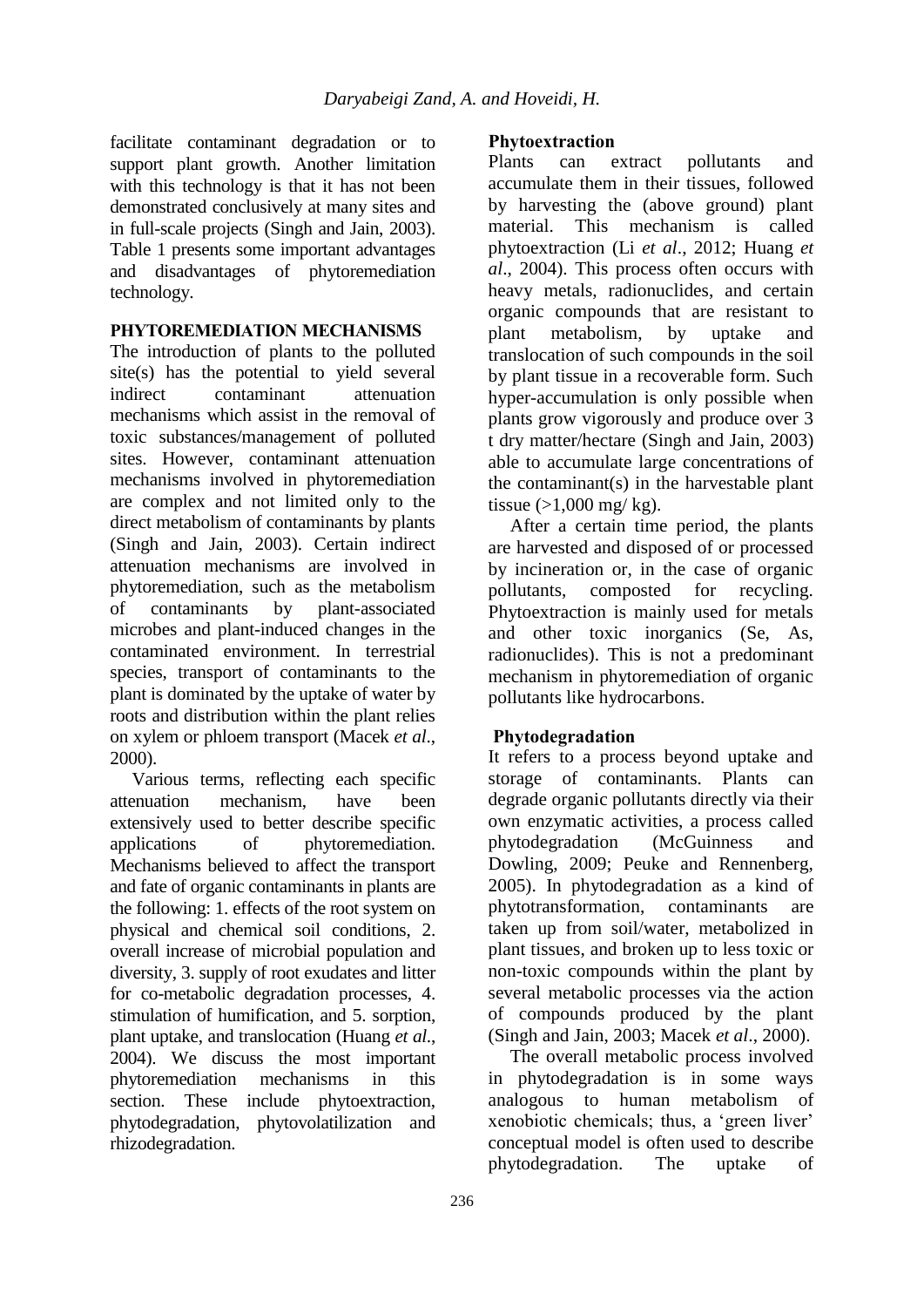facilitate contaminant degradation or to support plant growth. Another limitation with this technology is that it has not been demonstrated conclusively at many sites and in full-scale projects (Singh and Jain, 2003). Table 1 presents some important advantages and disadvantages of phytoremediation technology.

## PHYTOREMEDIATION MECHANISMS

The introduction of plants to the polluted site(s) has the potential to yield several indirect contaminant attenuation mechanisms which assist in the removal of toxic substances/management of polluted sites. However, contaminant attenuation mechanisms involved in phytoremediation are complex and not limited only to the direct metabolism of contaminants by plants (Singh and Jain, 2003). Certain indirect attenuation mechanisms are involved in phytoremediation, such as the metabolism of contaminants by plant-associated microbes and plant-induced changes in the contaminated environment. In terrestrial species, transport of contaminants to the plant is dominated by the uptake of water by roots and distribution within the plant relies on xylem or phloem transport (Macek *et al*., 2000).

Various terms, reflecting each specific attenuation mechanism, have been extensively used to better describe specific applications of phytoremediation. Mechanisms believed to affect the transport and fate of organic contaminants in plants are the following: 1. effects of the root system on physical and chemical soil conditions, 2. overall increase of microbial population and diversity, 3. supply of root exudates and litter for co-metabolic degradation processes, 4. stimulation of humification, and 5. sorption, plant uptake, and translocation (Huang *et al*., 2004). We discuss the most important phytoremediation mechanisms in this section. These include phytoextraction, phytodegradation, phytovolatilization and rhizodegradation.

### Phytoextraction

Plants can extract pollutants and accumulate them in their tissues, followed by harvesting the (above ground) plant material. This mechanism is called phytoextraction (Li *et al*., 2012; Huang *et al*., 2004). This process often occurs with heavy metals, radionuclides, and certain organic compounds that are resistant to plant metabolism, by uptake and translocation of such compounds in the soil by plant tissue in a recoverable form. Such hyper-accumulation is only possible when plants grow vigorously and produce over 3 t dry matter/hectare (Singh and Jain, 2003) able to accumulate large concentrations of the contaminant(s) in the harvestable plant tissue (>1,000 mg/ kg).

After a certain time period, the plants are harvested and disposed of or processed by incineration or, in the case of organic pollutants, composted for recycling. Phytoextraction is mainly used for metals and other toxic inorganics (Se, As, radionuclides). This is not a predominant mechanism in phytoremediation of organic pollutants like hydrocarbons.

### Phytodegradation

It refers to a process beyond uptake and storage of contaminants. Plants can degrade organic pollutants directly via their own enzymatic activities, a process called phytodegradation (McGuinness and Dowling, 2009; Peuke and Rennenberg, 2005). In phytodegradation as a kind of phytotransformation, contaminants are taken up from soil/water, metabolized in plant tissues, and broken up to less toxic or non-toxic compounds within the plant by several metabolic processes via the action of compounds produced by the plant (Singh and Jain, 2003; Macek *et al*., 2000).

The overall metabolic process involved in phytodegradation is in some ways analogous to human metabolism of xenobiotic chemicals; thus, a 'green liver' conceptual model is often used to describe phytodegradation. The uptake of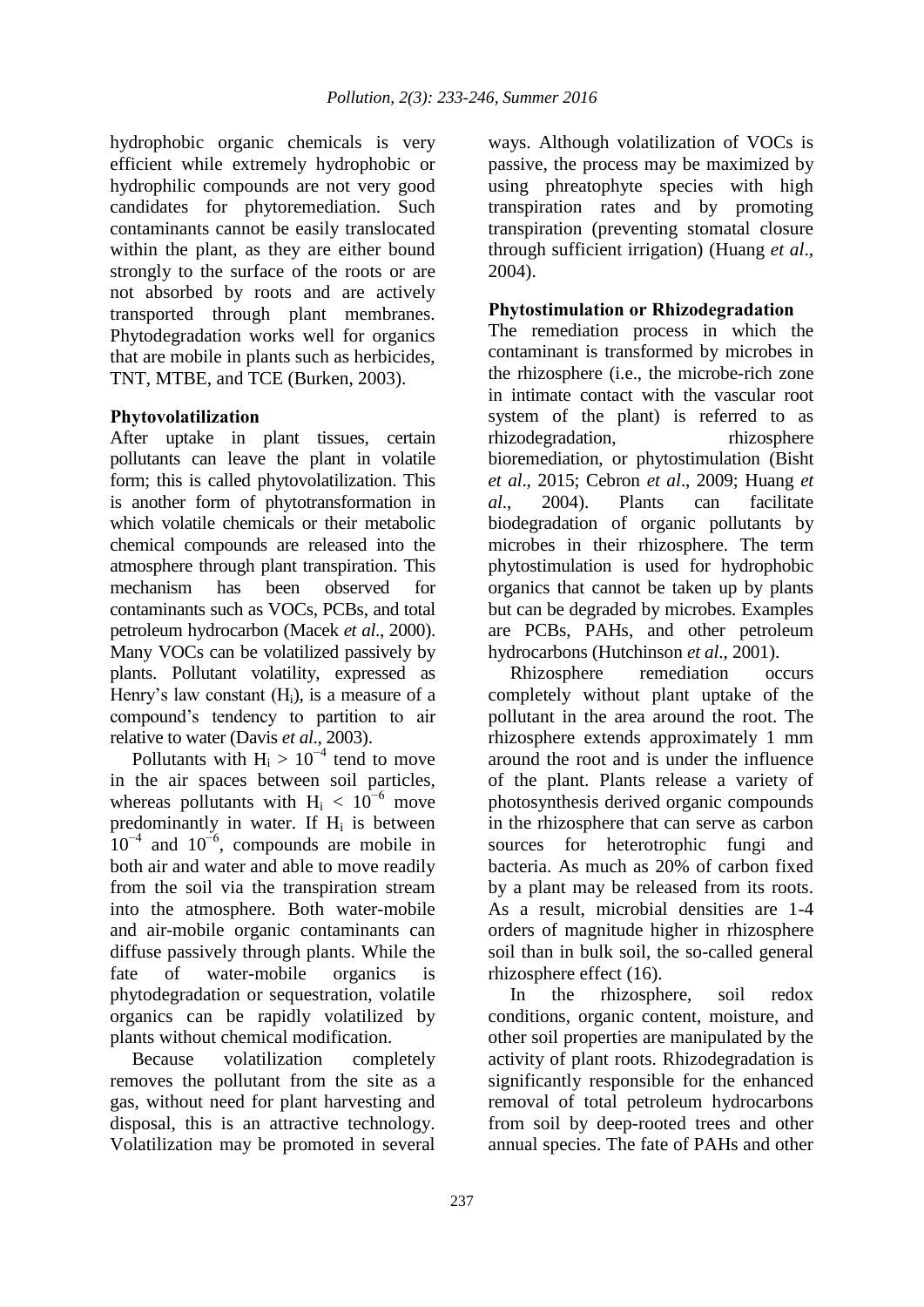hydrophobic organic chemicals is very efficient while extremely hydrophobic or hydrophilic compounds are not very good candidates for phytoremediation. Such contaminants cannot be easily translocated within the plant, as they are either bound strongly to the surface of the roots or are not absorbed by roots and are actively transported through plant membranes. Phytodegradation works well for organics that are mobile in plants such as herbicides, TNT, MTBE, and TCE (Burken, 2003).

### Phytovolatilization

After uptake in plant tissues, certain pollutants can leave the plant in volatile form; this is called phytovolatilization. This is another form of phytotransformation in which volatile chemicals or their metabolic chemical compounds are released into the atmosphere through plant transpiration. This mechanism has been observed for contaminants such as VOCs, PCBs, and total petroleum hydrocarbon (Macek *et al*., 2000). Many VOCs can be volatilized passively by plants. Pollutant volatility, expressed as Henry's law constant ($H_i$), is a measure of a compound's tendency to partition to air relative to water (Davis *et al*., 2003).

Pollutants with $H_i > 10^{-4}$ tend to move in the air spaces between soil particles, whereas pollutants with $H_i < 10^{-6}$ move predominantly in water. If $H_i$ is between $10^{-4}$ and $10^{-6}$, compounds are mobile in both air and water and able to move readily from the soil via the transpiration stream into the atmosphere. Both water-mobile and air-mobile organic contaminants can diffuse passively through plants. While the fate of water-mobile organics is phytodegradation or sequestration, volatile organics can be rapidly volatilized by plants without chemical modification.

Because volatilization completely removes the pollutant from the site as a gas, without need for plant harvesting and disposal, this is an attractive technology. Volatilization may be promoted in several ways. Although volatilization of VOCs is passive, the process may be maximized by using phreatophyte species with high transpiration rates and by promoting transpiration (preventing stomatal closure through sufficient irrigation) (Huang *et al*., 2004).

### Phytostimulation or Rhizodegradation

The remediation process in which the contaminant is transformed by microbes in the rhizosphere (i.e., the microbe-rich zone in intimate contact with the vascular root system of the plant) is referred to as rhizodegradation, rhizosphere bioremediation, or phytostimulation (Bisht *et al*., 2015; Cebron *et al*., 2009; Huang *et al*., 2004). Plants can facilitate biodegradation of organic pollutants by microbes in their rhizosphere. The term phytostimulation is used for hydrophobic organics that cannot be taken up by plants but can be degraded by microbes. Examples are PCBs, PAHs, and other petroleum hydrocarbons (Hutchinson *et al*., 2001).

Rhizosphere remediation occurs completely without plant uptake of the pollutant in the area around the root. The rhizosphere extends approximately 1 mm around the root and is under the influence of the plant. Plants release a variety of photosynthesis derived organic compounds in the rhizosphere that can serve as carbon sources for heterotrophic fungi and bacteria. As much as 20% of carbon fixed by a plant may be released from its roots. As a result, microbial densities are 1-4 orders of magnitude higher in rhizosphere soil than in bulk soil, the so-called general rhizosphere effect (16).

In the rhizosphere, soil redox conditions, organic content, moisture, and other soil properties are manipulated by the activity of plant roots. Rhizodegradation is significantly responsible for the enhanced removal of total petroleum hydrocarbons from soil by deep-rooted trees and other annual species. The fate of PAHs and other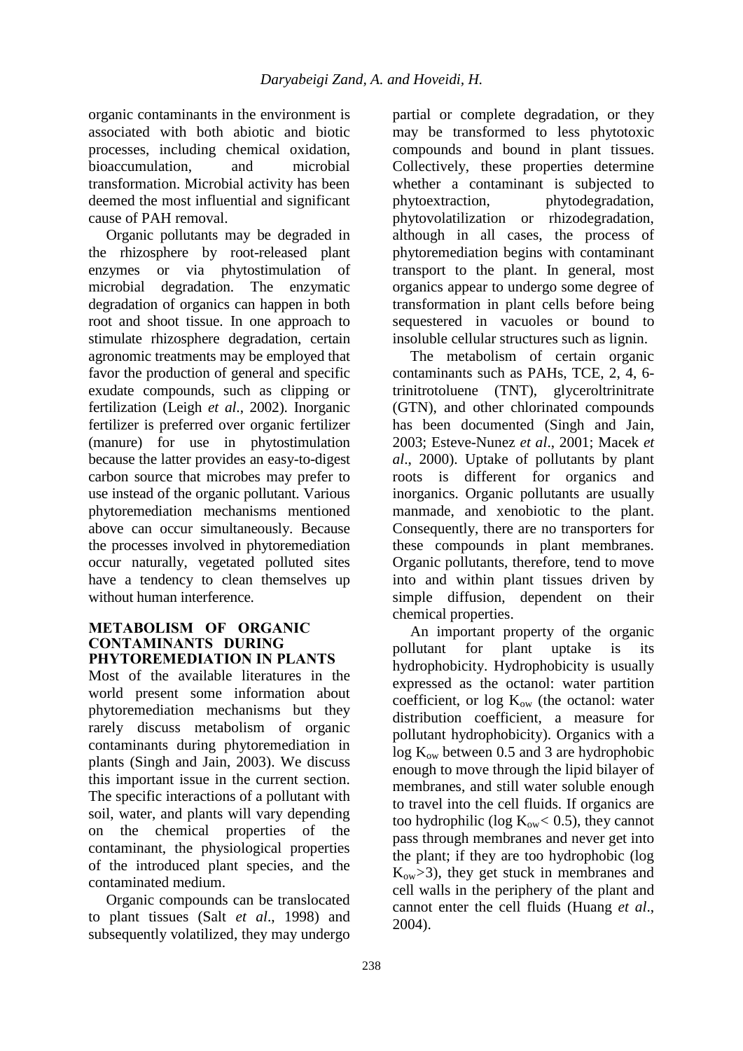organic contaminants in the environment is associated with both abiotic and biotic processes, including chemical oxidation, bioaccumulation, and microbial transformation. Microbial activity has been deemed the most influential and significant cause of PAH removal.

Organic pollutants may be degraded in the rhizosphere by root-released plant enzymes or via phytostimulation of microbial degradation. The enzymatic degradation of organics can happen in both root and shoot tissue. In one approach to stimulate rhizosphere degradation, certain agronomic treatments may be employed that favor the production of general and specific exudate compounds, such as clipping or fertilization (Leigh *et al*., 2002). Inorganic fertilizer is preferred over organic fertilizer (manure) for use in phytostimulation because the latter provides an easy-to-digest carbon source that microbes may prefer to use instead of the organic pollutant. Various phytoremediation mechanisms mentioned above can occur simultaneously. Because the processes involved in phytoremediation occur naturally, vegetated polluted sites have a tendency to clean themselves up without human interference.

## METABOLISM OF ORGANIC CONTAMINANTS DURING PHYTOREMEDIATION IN PLANTS

Most of the available literatures in the world present some information about phytoremediation mechanisms but they rarely discuss metabolism of organic contaminants during phytoremediation in plants (Singh and Jain, 2003). We discuss this important issue in the current section. The specific interactions of a pollutant with soil, water, and plants will vary depending on the chemical properties of the contaminant, the physiological properties of the introduced plant species, and the contaminated medium.

Organic compounds can be translocated to plant tissues (Salt *et al*., 1998) and subsequently volatilized, they may undergo partial or complete degradation, or they may be transformed to less phytotoxic compounds and bound in plant tissues. Collectively, these properties determine whether a contaminant is subjected to phytoextraction, phytodegradation, phytovolatilization or rhizodegradation, although in all cases, the process of phytoremediation begins with contaminant transport to the plant. In general, most organics appear to undergo some degree of transformation in plant cells before being sequestered in vacuoles or bound to insoluble cellular structures such as lignin.

The metabolism of certain organic contaminants such as PAHs, TCE, 2, 4, 6-trinitrotoluene (TNT), glyceroltrinitrate (GTN), and other chlorinated compounds has been documented (Singh and Jain, 2003; Esteve-Nunez *et al*., 2001; Macek *et al*., 2000). Uptake of pollutants by plant roots is different for organics and inorganics. Organic pollutants are usually manmade, and xenobiotic to the plant. Consequently, there are no transporters for these compounds in plant membranes. Organic pollutants, therefore, tend to move into and within plant tissues driven by simple diffusion, dependent on their chemical properties.

An important property of the organic pollutant for plant uptake is its hydrophobicity. Hydrophobicity is usually expressed as the octanol: water partition coefficient, or log $K_{ow}$ (the octanol: water distribution coefficient, a measure for pollutant hydrophobicity). Organics with a log $K_{ow}$ between 0.5 and 3 are hydrophobic enough to move through the lipid bilayer of membranes, and still water soluble enough to travel into the cell fluids. If organics are too hydrophilic (log $K_{ow} < 0.5$), they cannot pass through membranes and never get into the plant; if they are too hydrophobic (log $K_{ow} > 3$), they get stuck in membranes and cell walls in the periphery of the plant and cannot enter the cell fluids (Huang *et al*., 2004).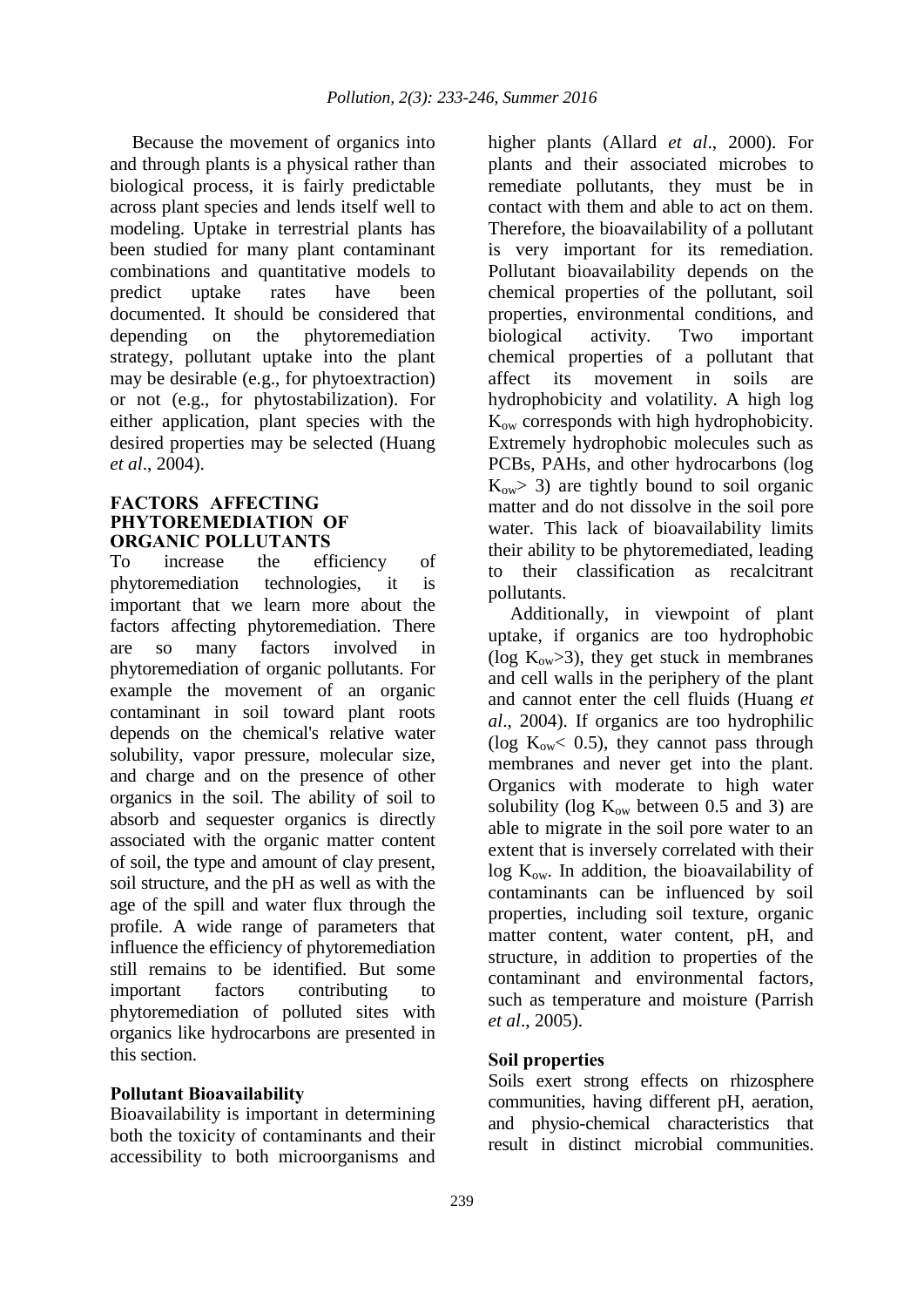Because the movement of organics into and through plants is a physical rather than biological process, it is fairly predictable across plant species and lends itself well to modeling. Uptake in terrestrial plants has been studied for many plant contaminant combinations and quantitative models to predict uptake rates have been documented. It should be considered that depending on the phytoremediation strategy, pollutant uptake into the plant may be desirable (e.g., for phytoextraction) or not (e.g., for phytostabilization). For either application, plant species with the desired properties may be selected (Huang *et al*., 2004).

## FACTORS AFFECTING PHYTOREMEDIATION OF ORGANIC POLLUTANTS

To increase the efficiency of phytoremediation technologies, it is important that we learn more about the factors affecting phytoremediation. There are so many factors involved in phytoremediation of organic pollutants. For example the movement of an organic contaminant in soil toward plant roots depends on the chemical's relative water solubility, vapor pressure, molecular size, and charge and on the presence of other organics in the soil. The ability of soil to absorb and sequester organics is directly associated with the organic matter content of soil, the type and amount of clay present, soil structure, and the pH as well as with the age of the spill and water flux through the profile. A wide range of parameters that influence the efficiency of phytoremediation still remains to be identified. But some important factors contributing to phytoremediation of polluted sites with organics like hydrocarbons are presented in this section.

### Pollutant Bioavailability

Bioavailability is important in determining both the toxicity of contaminants and their accessibility to both microorganisms and higher plants (Allard *et al*., 2000). For plants and their associated microbes to remediate pollutants, they must be in contact with them and able to act on them. Therefore, the bioavailability of a pollutant is very important for its remediation. Pollutant bioavailability depends on the chemical properties of the pollutant, soil properties, environmental conditions, and biological activity. Two important chemical properties of a pollutant that affect its movement in soils are hydrophobicity and volatility. A high log $K_{ow}$ corresponds with high hydrophobicity. Extremely hydrophobic molecules such as PCBs, PAHs, and other hydrocarbons (log $K_{ow} > 3$) are tightly bound to soil organic matter and do not dissolve in the soil pore water. This lack of bioavailability limits their ability to be phytoremediated, leading to their classification as recalcitrant pollutants.

Additionally, in viewpoint of plant uptake, if organics are too hydrophobic (log $K_{ow}>3$), they get stuck in membranes and cell walls in the periphery of the plant and cannot enter the cell fluids (Huang *et al*., 2004). If organics are too hydrophilic (log $K_{ow}< 0.5$), they cannot pass through membranes and never get into the plant. Organics with moderate to high water solubility (log $K_{ow}$ between 0.5 and 3) are able to migrate in the soil pore water to an extent that is inversely correlated with their log $K_{ow}$. In addition, the bioavailability of contaminants can be influenced by soil properties, including soil texture, organic matter content, water content, pH, and structure, in addition to properties of the contaminant and environmental factors, such as temperature and moisture (Parrish *et al*., 2005).

### Soil properties

Soils exert strong effects on rhizosphere communities, having different pH, aeration, and physio-chemical characteristics that result in distinct microbial communities.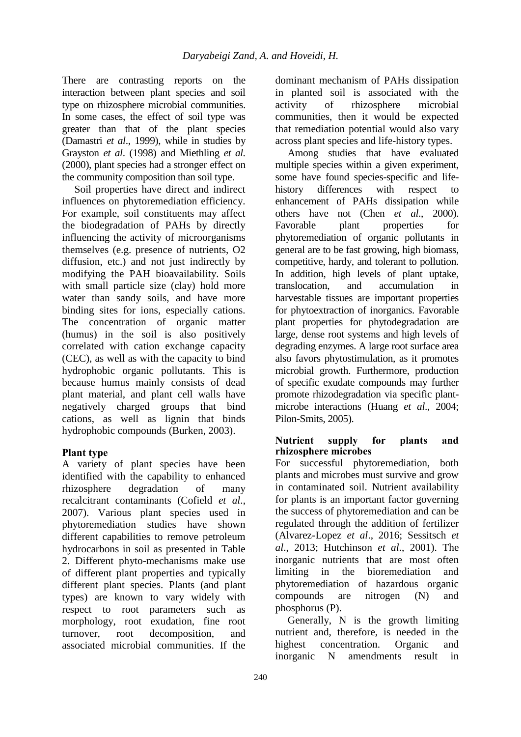There are contrasting reports on the interaction between plant species and soil type on rhizosphere microbial communities. In some cases, the effect of soil type was greater than that of the plant species (Damastri *et al*., 1999), while in studies by Grayston *et al*. (1998) and Miethling *et al.* (2000), plant species had a stronger effect on the community composition than soil type.

Soil properties have direct and indirect influences on phytoremediation efficiency. For example, soil constituents may affect the biodegradation of PAHs by directly influencing the activity of microorganisms themselves (e.g. presence of nutrients, O2 diffusion, etc.) and not just indirectly by modifying the PAH bioavailability. Soils with small particle size (clay) hold more water than sandy soils, and have more binding sites for ions, especially cations. The concentration of organic matter (humus) in the soil is also positively correlated with cation exchange capacity (CEC), as well as with the capacity to bind hydrophobic organic pollutants. This is because humus mainly consists of dead plant material, and plant cell walls have negatively charged groups that bind cations, as well as lignin that binds hydrophobic compounds (Burken, 2003).

**Plant type**

A variety of plant species have been identified with the capability to enhanced rhizosphere degradation of many recalcitrant contaminants (Cofield *et al*., 2007). Various plant species used in phytoremediation studies have shown different capabilities to remove petroleum hydrocarbons in soil as presented in Table 2. Different phyto-mechanisms make use of different plant properties and typically different plant species. Plants (and plant types) are known to vary widely with respect to root parameters such as morphology, root exudation, fine root turnover, root decomposition, and associated microbial communities. If the dominant mechanism of PAHs dissipation in planted soil is associated with the activity of rhizosphere microbial communities, then it would be expected that remediation potential would also vary across plant species and life-history types.

Among studies that have evaluated multiple species within a given experiment, some have found species-specific and life-history differences with respect to enhancement of PAHs dissipation while others have not (Chen *et al*., 2000). Favorable plant properties for phytoremediation of organic pollutants in general are to be fast growing, high biomass, competitive, hardy, and tolerant to pollution. In addition, high levels of plant uptake, translocation, and accumulation in harvestable tissues are important properties for phytoextraction of inorganics. Favorable plant properties for phytodegradation are large, dense root systems and high levels of degrading enzymes. A large root surface area also favors phytostimulation, as it promotes microbial growth. Furthermore, production of specific exudate compounds may further promote rhizodegradation via specific plant-microbe interactions (Huang *et al*., 2004; Pilon-Smits, 2005).

**Nutrient supply for plants and rhizosphere microbes**

For successful phytoremediation, both plants and microbes must survive and grow in contaminated soil. Nutrient availability for plants is an important factor governing the success of phytoremediation and can be regulated through the addition of fertilizer (Alvarez-Lopez *et al*., 2016; Sessitsch *et al*., 2013; Hutchinson *et al*., 2001). The inorganic nutrients that are most often limiting in the bioremediation and phytoremediation of hazardous organic compounds are nitrogen (N) and phosphorus (P).

Generally, N is the growth limiting nutrient and, therefore, is needed in the highest concentration. Organic and inorganic N amendments result in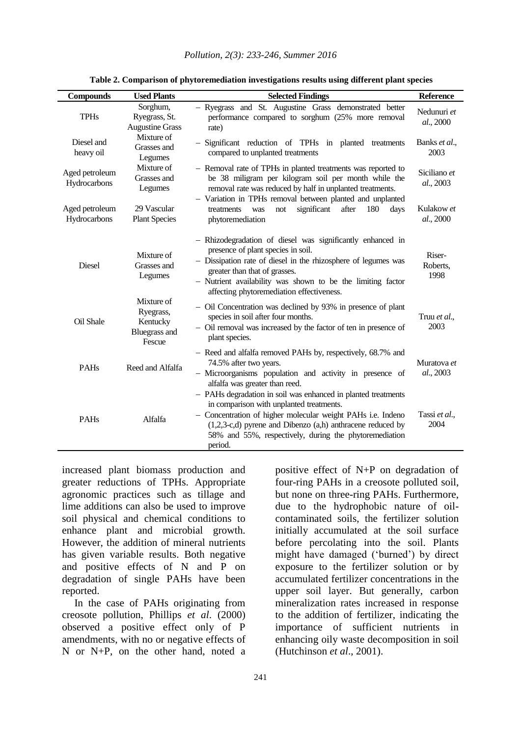**Table 2. Comparison of phytoremediation investigations results using different plant species**

| Compounds | Used Plants | Selected Findings | Reference |
|---|---|---|---|
| TPHs | Sorghum, Ryegrass, St. Augustine Grass | – Ryegrass and St. Augustine Grass demonstrated better performance compared to sorghum (25% more removal rate) | Nedunuri *et al*., 2000 |
| Diesel and heavy oil | Mixture of Grasses and Legumes | – Significant reduction of TPHs in planted treatments compared to unplanted treatments | Banks *et al*., 2003 |
| Aged petroleum Hydrocarbons | Mixture of Grasses and Legumes | – Removal rate of TPHs in planted treatments was reported to be 38 miligram per kilogram soil per month while the removal rate was reduced by half in unplanted treatments. | Siciliano *et al*., 2003 |
| Aged petroleum Hydrocarbons | 29 Vascular Plant Species | – Variation in TPHs removal between planted and unplanted treatments was not significant after 180 days phytoremediation | Kulakow *et al*., 2000 |
| Diesel | Mixture of Grasses and Legumes | – Rhizodegradation of diesel was significantly enhanced in presence of plant species in soil.<br>– Dissipation rate of diesel in the rhizosphere of legumes was greater than that of grasses.<br>– Nutrient availability was shown to be the limiting factor affecting phytoremediation effectiveness. | Riser-Roberts, 1998 |
| Oil Shale | Mixture of Ryegrass, Kentucky Bluegrass and Fescue | – Oil Concentration was declined by 93% in presence of plant species in soil after four months.<br>– Oil removal was increased by the factor of ten in presence of plant species. | Truu *et al*., 2003 |
| PAHs | Reed and Alfalfa | – Reed and alfalfa removed PAHs by, respectively, 68.7% and 74.5% after two years.<br>– Microorganisms population and activity in presence of alfalfa was greater than reed. | Muratova *et al*., 2003 |
| PAHs | Alfalfa | – PAHs degradation in soil was enhanced in planted treatments in comparison with unplanted treatments.<br>– Concentration of higher molecular weight PAHs i.e. Indeno (1,2,3-c,d) pyrene and Dibenzo (a,h) anthracene reduced by 58% and 55%, respectively, during the phytoremediation period. | Tassi *et al*., 2004 |

increased plant biomass production and greater reductions of TPHs. Appropriate agronomic practices such as tillage and lime additions can also be used to improve soil physical and chemical conditions to enhance plant and microbial growth. However, the addition of mineral nutrients has given variable results. Both negative and positive effects of N and P on degradation of single PAHs have been reported.

In the case of PAHs originating from creosote pollution, Phillips *et al*. (2000) observed a positive effect only of P amendments, with no or negative effects of N or N+P, on the other hand, noted a positive effect of N+P on degradation of four-ring PAHs in a creosote polluted soil, but none on three-ring PAHs. Furthermore, due to the hydrophobic nature of oil-contaminated soils, the fertilizer solution initially accumulated at the soil surface before percolating into the soil. Plants might have damaged ('burned') by direct exposure to the fertilizer solution or by accumulated fertilizer concentrations in the upper soil layer. But generally, carbon mineralization rates increased in response to the addition of fertilizer, indicating the importance of sufficient nutrients in enhancing oily waste decomposition in soil (Hutchinson *et al*., 2001).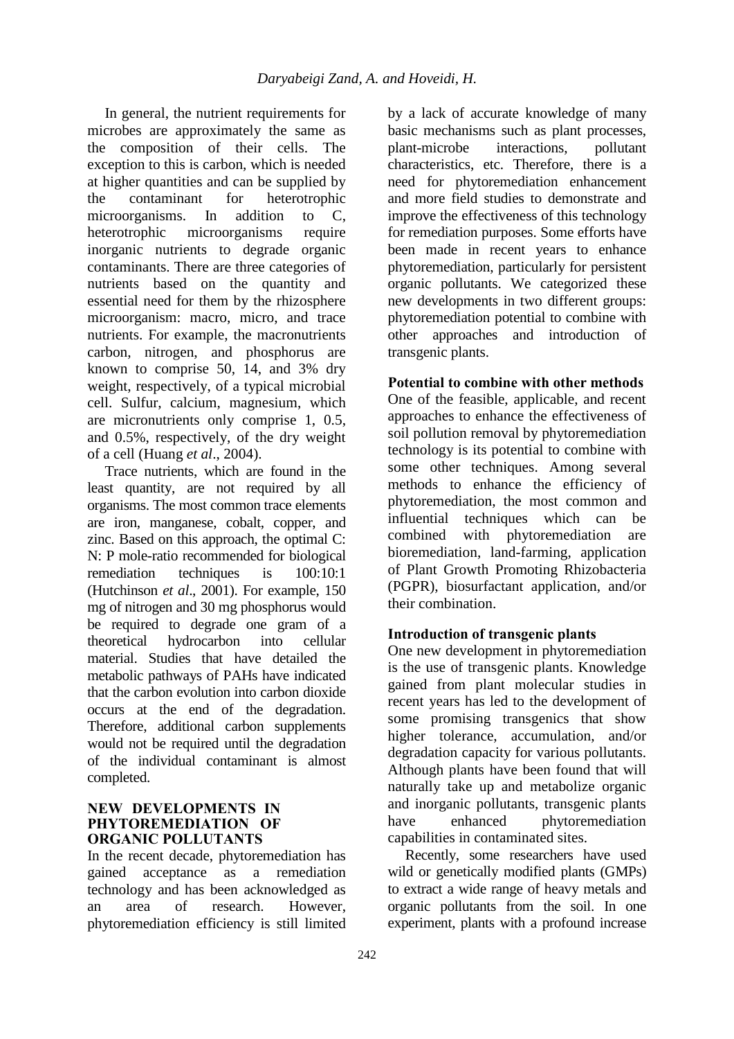In general, the nutrient requirements for microbes are approximately the same as the composition of their cells. The exception to this is carbon, which is needed at higher quantities and can be supplied by the contaminant for heterotrophic microorganisms. In addition to C, heterotrophic microorganisms require inorganic nutrients to degrade organic contaminants. There are three categories of nutrients based on the quantity and essential need for them by the rhizosphere microorganism: macro, micro, and trace nutrients. For example, the macronutrients carbon, nitrogen, and phosphorus are known to comprise 50, 14, and 3% dry weight, respectively, of a typical microbial cell. Sulfur, calcium, magnesium, which are micronutrients only comprise 1, 0.5, and 0.5%, respectively, of the dry weight of a cell (Huang *et al*., 2004).

Trace nutrients, which are found in the least quantity, are not required by all organisms. The most common trace elements are iron, manganese, cobalt, copper, and zinc. Based on this approach, the optimal C: N: P mole-ratio recommended for biological remediation techniques is 100:10:1 (Hutchinson *et al*., 2001). For example, 150 mg of nitrogen and 30 mg phosphorus would be required to degrade one gram of a theoretical hydrocarbon into cellular material. Studies that have detailed the metabolic pathways of PAHs have indicated that the carbon evolution into carbon dioxide occurs at the end of the degradation. Therefore, additional carbon supplements would not be required until the degradation of the individual contaminant is almost completed.

## NEW DEVELOPMENTS IN PHYTOREMEDIATION OF ORGANIC POLLUTANTS

In the recent decade, phytoremediation has gained acceptance as a remediation technology and has been acknowledged as an area of research. However, phytoremediation efficiency is still limited by a lack of accurate knowledge of many basic mechanisms such as plant processes, plant-microbe interactions, pollutant characteristics, etc. Therefore, there is a need for phytoremediation enhancement and more field studies to demonstrate and improve the effectiveness of this technology for remediation purposes. Some efforts have been made in recent years to enhance phytoremediation, particularly for persistent organic pollutants. We categorized these new developments in two different groups: phytoremediation potential to combine with other approaches and introduction of transgenic plants.

### Potential to combine with other methods

One of the feasible, applicable, and recent approaches to enhance the effectiveness of soil pollution removal by phytoremediation technology is its potential to combine with some other techniques. Among several methods to enhance the efficiency of phytoremediation, the most common and influential techniques which can be combined with phytoremediation are bioremediation, land-farming, application of Plant Growth Promoting Rhizobacteria (PGPR), biosurfactant application, and/or their combination.

### Introduction of transgenic plants

One new development in phytoremediation is the use of transgenic plants. Knowledge gained from plant molecular studies in recent years has led to the development of some promising transgenics that show higher tolerance, accumulation, and/or degradation capacity for various pollutants. Although plants have been found that will naturally take up and metabolize organic and inorganic pollutants, transgenic plants have enhanced phytoremediation capabilities in contaminated sites.

Recently, some researchers have used wild or genetically modified plants (GMPs) to extract a wide range of heavy metals and organic pollutants from the soil. In one experiment, plants with a profound increase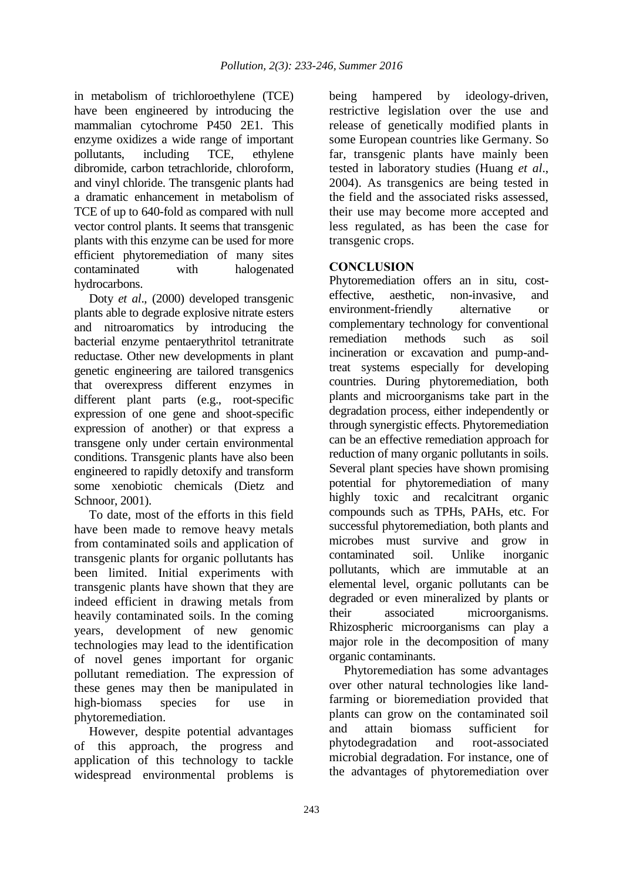in metabolism of trichloroethylene (TCE) have been engineered by introducing the mammalian cytochrome P450 2E1. This enzyme oxidizes a wide range of important pollutants, including TCE, ethylene dibromide, carbon tetrachloride, chloroform, and vinyl chloride. The transgenic plants had a dramatic enhancement in metabolism of TCE of up to 640-fold as compared with null vector control plants. It seems that transgenic plants with this enzyme can be used for more efficient phytoremediation of many sites contaminated with halogenated hydrocarbons.

Doty *et al*., (2000) developed transgenic plants able to degrade explosive nitrate esters and nitroaromatics by introducing the bacterial enzyme pentaerythritol tetranitrate reductase. Other new developments in plant genetic engineering are tailored transgenics that overexpress different enzymes in different plant parts (e.g., root-specific expression of one gene and shoot-specific expression of another) or that express a transgene only under certain environmental conditions. Transgenic plants have also been engineered to rapidly detoxify and transform some xenobiotic chemicals (Dietz and Schnoor, 2001).

To date, most of the efforts in this field have been made to remove heavy metals from contaminated soils and application of transgenic plants for organic pollutants has been limited. Initial experiments with transgenic plants have shown that they are indeed efficient in drawing metals from heavily contaminated soils. In the coming years, development of new genomic technologies may lead to the identification of novel genes important for organic pollutant remediation. The expression of these genes may then be manipulated in high-biomass species for use in phytoremediation.

However, despite potential advantages of this approach, the progress and application of this technology to tackle widespread environmental problems is being hampered by ideology-driven, restrictive legislation over the use and release of genetically modified plants in some European countries like Germany. So far, transgenic plants have mainly been tested in laboratory studies (Huang *et al*., 2004). As transgenics are being tested in the field and the associated risks assessed, their use may become more accepted and less regulated, as has been the case for transgenic crops.

## CONCLUSION

Phytoremediation offers an in situ, cost-effective, aesthetic, non-invasive, and environment-friendly alternative or complementary technology for conventional remediation methods such as soil incineration or excavation and pump-and-treat systems especially for developing countries. During phytoremediation, both plants and microorganisms take part in the degradation process, either independently or through synergistic effects. Phytoremediation can be an effective remediation approach for reduction of many organic pollutants in soils. Several plant species have shown promising potential for phytoremediation of many highly toxic and recalcitrant organic compounds such as TPHs, PAHs, etc. For successful phytoremediation, both plants and microbes must survive and grow in contaminated soil. Unlike inorganic pollutants, which are immutable at an elemental level, organic pollutants can be degraded or even mineralized by plants or their associated microorganisms. Rhizospheric microorganisms can play a major role in the decomposition of many organic contaminants.

Phytoremediation has some advantages over other natural technologies like land-farming or bioremediation provided that plants can grow on the contaminated soil and attain biomass sufficient for phytodegradation and root-associated microbial degradation. For instance, one of the advantages of phytoremediation over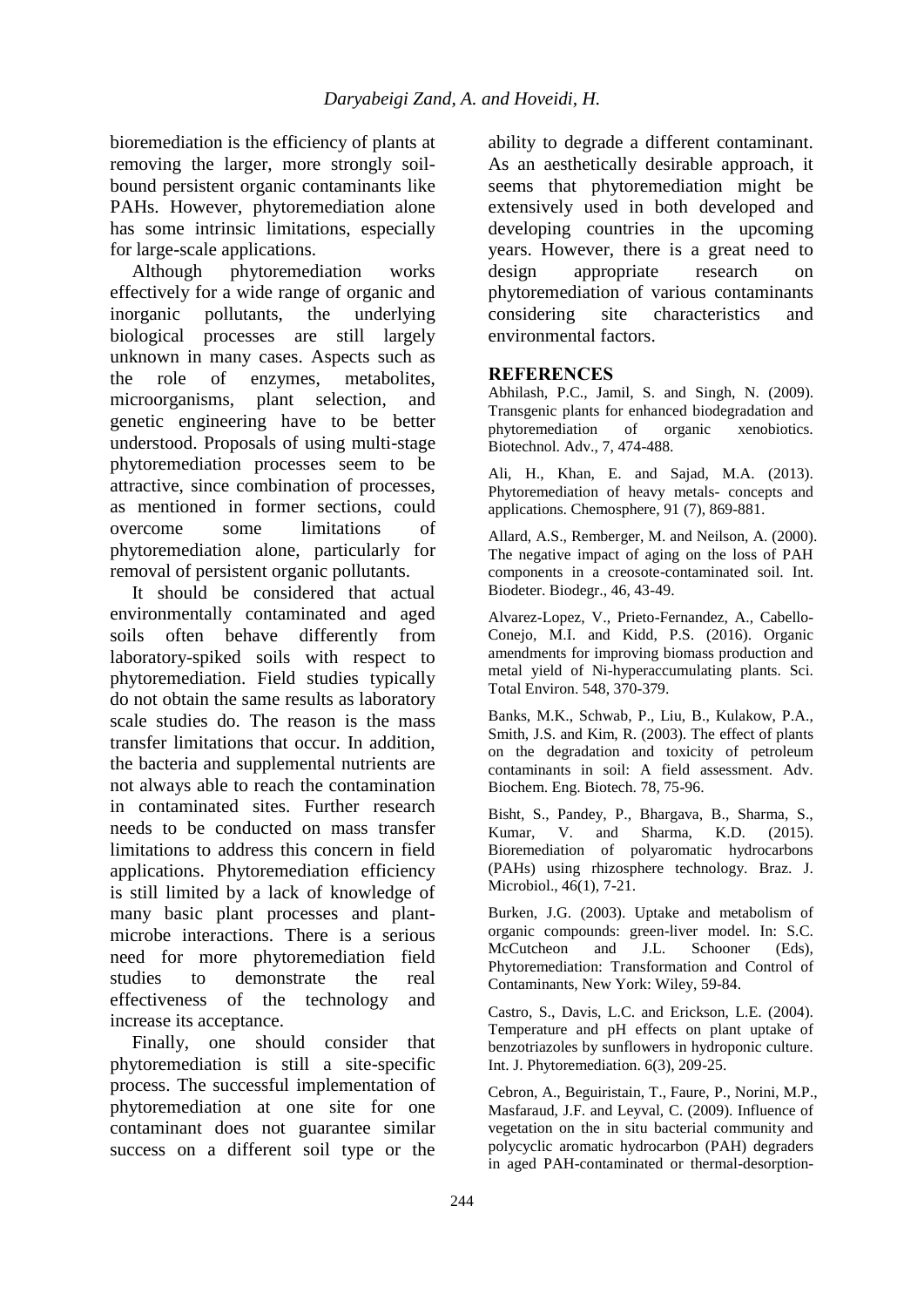bioremediation is the efficiency of plants at removing the larger, more strongly soil-bound persistent organic contaminants like PAHs. However, phytoremediation alone has some intrinsic limitations, especially for large-scale applications.

Although phytoremediation works effectively for a wide range of organic and inorganic pollutants, the underlying biological processes are still largely unknown in many cases. Aspects such as the role of enzymes, metabolites, microorganisms, plant selection, and genetic engineering have to be better understood. Proposals of using multi-stage phytoremediation processes seem to be attractive, since combination of processes, as mentioned in former sections, could overcome some limitations of phytoremediation alone, particularly for removal of persistent organic pollutants.

It should be considered that actual environmentally contaminated and aged soils often behave differently from laboratory-spiked soils with respect to phytoremediation. Field studies typically do not obtain the same results as laboratory scale studies do. The reason is the mass transfer limitations that occur. In addition, the bacteria and supplemental nutrients are not always able to reach the contamination in contaminated sites. Further research needs to be conducted on mass transfer limitations to address this concern in field applications. Phytoremediation efficiency is still limited by a lack of knowledge of many basic plant processes and plant-microbe interactions. There is a serious need for more phytoremediation field studies to demonstrate the real effectiveness of the technology and increase its acceptance.

Finally, one should consider that phytoremediation is still a site-specific process. The successful implementation of phytoremediation at one site for one contaminant does not guarantee similar success on a different soil type or the ability to degrade a different contaminant. As an aesthetically desirable approach, it seems that phytoremediation might be extensively used in both developed and developing countries in the upcoming years. However, there is a great need to design appropriate research on phytoremediation of various contaminants considering site characteristics and environmental factors.

## REFERENCES

Abhilash, P.C., Jamil, S. and Singh, N. (2009). Transgenic plants for enhanced biodegradation and phytoremediation of organic xenobiotics. Biotechnol. Adv., 7, 474-488.

Ali, H., Khan, E. and Sajad, M.A. (2013). Phytoremediation of heavy metals- concepts and applications. Chemosphere, 91 (7), 869-881.

Allard, A.S., Remberger, M. and Neilson, A. (2000). The negative impact of aging on the loss of PAH components in a creosote-contaminated soil. Int. Biodeter. Biodegr., 46, 43-49.

Alvarez-Lopez, V., Prieto-Fernandez, A., Cabello-Conejo, M.I. and Kidd, P.S. (2016). Organic amendments for improving biomass production and metal yield of Ni-hyperaccumulating plants. Sci. Total Environ. 548, 370-379.

Banks, M.K., Schwab, P., Liu, B., Kulakow, P.A., Smith, J.S. and Kim, R. (2003). The effect of plants on the degradation and toxicity of petroleum contaminants in soil: A field assessment. Adv. Biochem. Eng. Biotech. 78, 75-96.

Bisht, S., Pandey, P., Bhargava, B., Sharma, S., Kumar, V. and Sharma, K.D. (2015). Bioremediation of polyaromatic hydrocarbons (PAHs) using rhizosphere technology. Braz. J. Microbiol., 46(1), 7-21.

Burken, J.G. (2003). Uptake and metabolism of organic compounds: green-liver model. In: S.C. McCutcheon and J.L. Schooner (Eds), Phytoremediation: Transformation and Control of Contaminants, New York: Wiley, 59-84.

Castro, S., Davis, L.C. and Erickson, L.E. (2004). Temperature and pH effects on plant uptake of benzotriazoles by sunflowers in hydroponic culture. Int. J. Phytoremediation. 6(3), 209-25.

Cebron, A., Beguiristain, T., Faure, P., Norini, M.P., Masfaraud, J.F. and Leyval, C. (2009). Influence of vegetation on the in situ bacterial community and polycyclic aromatic hydrocarbon (PAH) degraders in aged PAH-contaminated or thermal-desorption-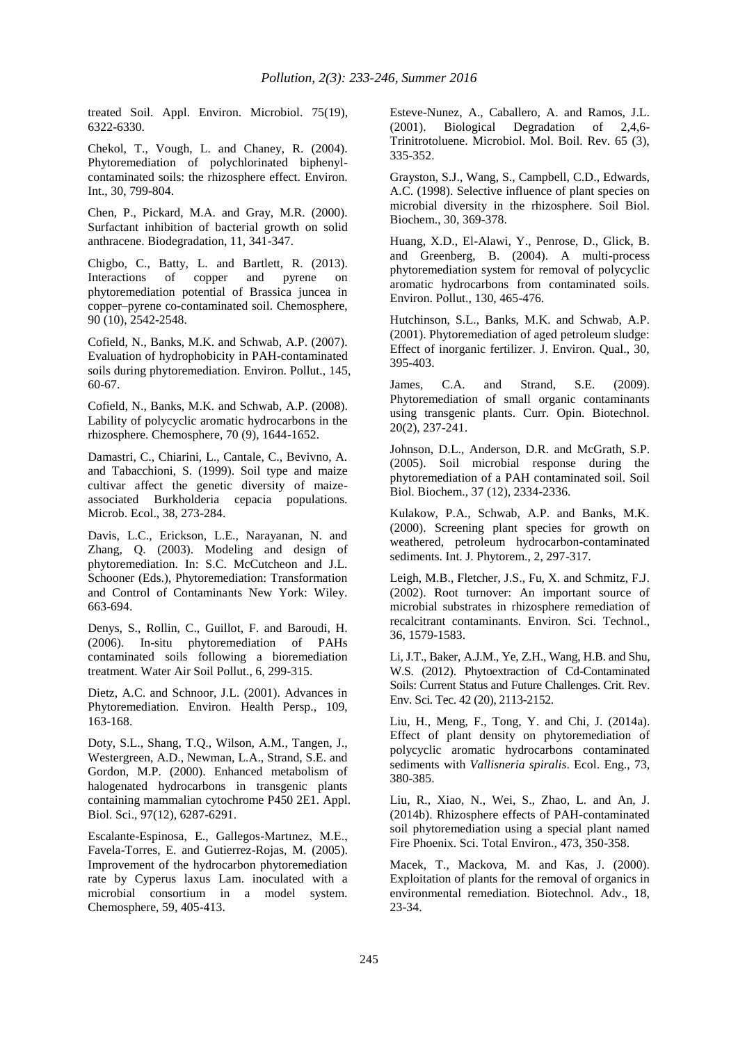treated Soil. Appl. Environ. Microbiol. 75(19), 6322-6330.

Chekol, T., Vough, L. and Chaney, R. (2004). Phytoremediation of polychlorinated biphenyl-contaminated soils: the rhizosphere effect. Environ. Int., 30, 799-804.

Chen, P., Pickard, M.A. and Gray, M.R. (2000). Surfactant inhibition of bacterial growth on solid anthracene. Biodegradation, 11, 341-347.

Chigbo, C., Batty, L. and Bartlett, R. (2013). Interactions of copper and pyrene on phytoremediation potential of Brassica juncea in copper–pyrene co-contaminated soil. Chemosphere, 90 (10), 2542-2548.

Cofield, N., Banks, M.K. and Schwab, A.P. (2007). Evaluation of hydrophobicity in PAH-contaminated soils during phytoremediation. Environ. Pollut., 145, 60-67.

Cofield, N., Banks, M.K. and Schwab, A.P. (2008). Lability of polycyclic aromatic hydrocarbons in the rhizosphere. Chemosphere, 70 (9), 1644-1652.

Damastri, C., Chiarini, L., Cantale, C., Bevivno, A. and Tabacchioni, S. (1999). Soil type and maize cultivar affect the genetic diversity of maize-associated Burkholderia cepacia populations. Microb. Ecol., 38, 273-284.

Davis, L.C., Erickson, L.E., Narayanan, N. and Zhang, Q. (2003). Modeling and design of phytoremediation. In: S.C. McCutcheon and J.L. Schooner (Eds.), Phytoremediation: Transformation and Control of Contaminants New York: Wiley. 663-694.

Denys, S., Rollin, C., Guillot, F. and Baroudi, H. (2006). In-situ phytoremediation of PAHs contaminated soils following a bioremediation treatment. Water Air Soil Pollut., 6, 299-315.

Dietz, A.C. and Schnoor, J.L. (2001). Advances in Phytoremediation. Environ. Health Persp., 109, 163-168.

Doty, S.L., Shang, T.Q., Wilson, A.M., Tangen, J., Westergreen, A.D., Newman, L.A., Strand, S.E. and Gordon, M.P. (2000). Enhanced metabolism of halogenated hydrocarbons in transgenic plants containing mammalian cytochrome P450 2E1. Appl. Biol. Sci., 97(12), 6287-6291.

Escalante-Espinosa, E., Gallegos-Martınez, M.E., Favela-Torres, E. and Gutierrez-Rojas, M. (2005). Improvement of the hydrocarbon phytoremediation rate by Cyperus laxus Lam. inoculated with a microbial consortium in a model system. Chemosphere, 59, 405-413.

Esteve-Nunez, A., Caballero, A. and Ramos, J.L. (2001). Biological Degradation of 2,4,6-Trinitrotoluene. Microbiol. Mol. Boil. Rev. 65 (3), 335-352.

Grayston, S.J., Wang, S., Campbell, C.D., Edwards, A.C. (1998). Selective influence of plant species on microbial diversity in the rhizosphere. Soil Biol. Biochem., 30, 369-378.

Huang, X.D., El-Alawi, Y., Penrose, D., Glick, B. and Greenberg, B. (2004). A multi-process phytoremediation system for removal of polycyclic aromatic hydrocarbons from contaminated soils. Environ. Pollut., 130, 465-476.

Hutchinson, S.L., Banks, M.K. and Schwab, A.P. (2001). Phytoremediation of aged petroleum sludge: Effect of inorganic fertilizer. J. Environ. Qual., 30, 395-403.

James, C.A. and Strand, S.E. (2009). Phytoremediation of small organic contaminants using transgenic plants. Curr. Opin. Biotechnol. 20(2), 237-241.

Johnson, D.L., Anderson, D.R. and McGrath, S.P. (2005). Soil microbial response during the phytoremediation of a PAH contaminated soil. Soil Biol. Biochem., 37 (12), 2334-2336.

Kulakow, P.A., Schwab, A.P. and Banks, M.K. (2000). Screening plant species for growth on weathered, petroleum hydrocarbon-contaminated sediments. Int. J. Phytorem., 2, 297-317.

Leigh, M.B., Fletcher, J.S., Fu, X. and Schmitz, F.J. (2002). Root turnover: An important source of microbial substrates in rhizosphere remediation of recalcitrant contaminants. Environ. Sci. Technol., 36, 1579-1583.

Li, J.T., Baker, A.J.M., Ye, Z.H., Wang, H.B. and Shu, W.S. (2012). Phytoextraction of Cd-Contaminated Soils: Current Status and Future Challenges. Crit. Rev. Env. Sci. Tec. 42 (20), 2113-2152.

Liu, H., Meng, F., Tong, Y. and Chi, J. (2014a). Effect of plant density on phytoremediation of polycyclic aromatic hydrocarbons contaminated sediments with *Vallisneria spiralis*. Ecol. Eng., 73, 380-385.

Liu, R., Xiao, N., Wei, S., Zhao, L. and An, J. (2014b). Rhizosphere effects of PAH-contaminated soil phytoremediation using a special plant named Fire Phoenix. Sci. Total Environ., 473, 350-358.

Macek, T., Mackova, M. and Kas, J. (2000). Exploitation of plants for the removal of organics in environmental remediation. Biotechnol. Adv., 18, 23-34.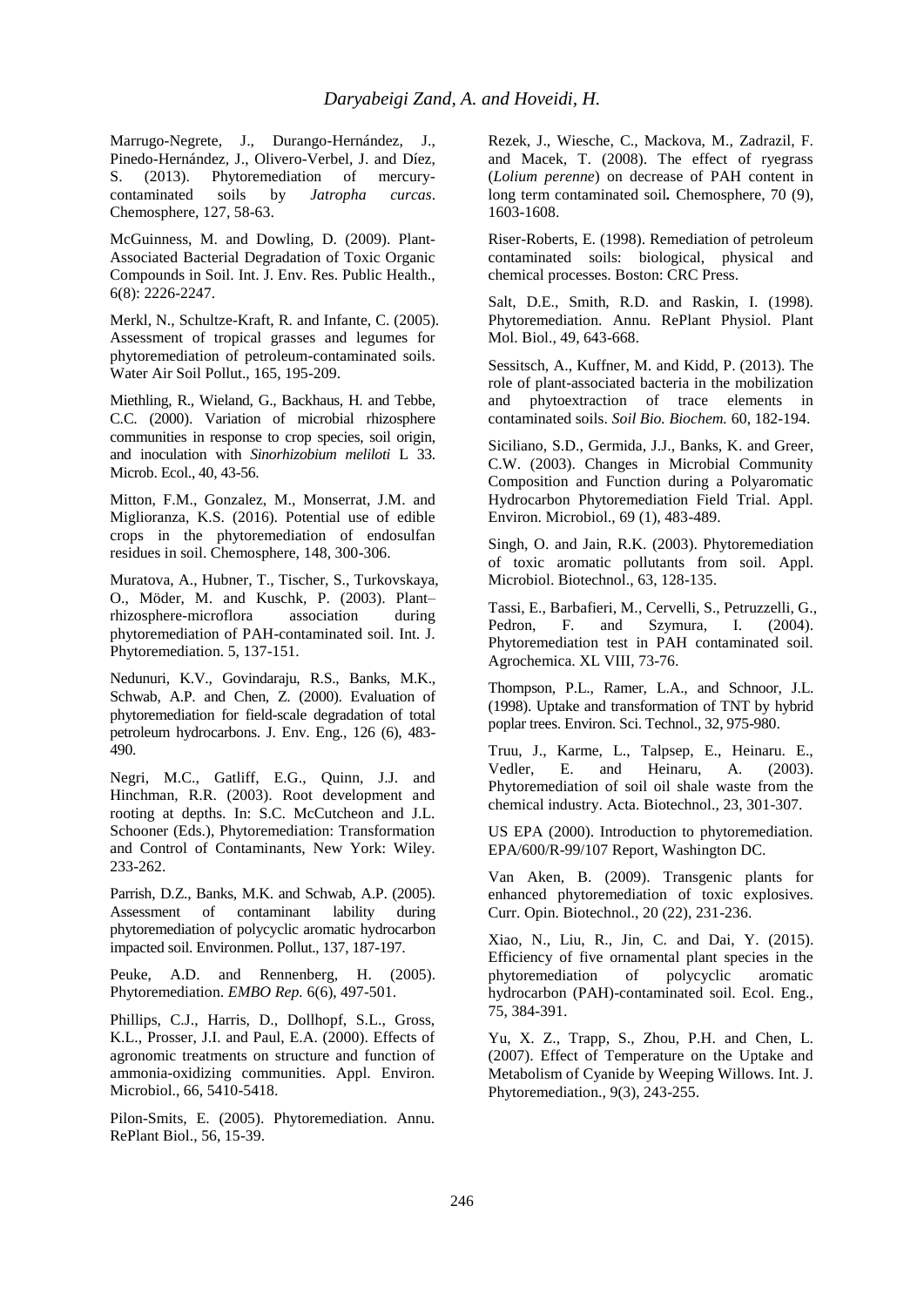Marrugo-Negrete, J., Durango-Hernández, J., Pinedo-Hernández, J., Olivero-Verbel, J. and Díez, S. (2013). Phytoremediation of mercury-contaminated soils by *Jatropha curcas*. Chemosphere, 127, 58-63.

McGuinness, M. and Dowling, D. (2009). Plant-Associated Bacterial Degradation of Toxic Organic Compounds in Soil. Int. J. Env. Res. Public Health., 6(8): 2226-2247.

Merkl, N., Schultze-Kraft, R. and Infante, C. (2005). Assessment of tropical grasses and legumes for phytoremediation of petroleum-contaminated soils. Water Air Soil Pollut., 165, 195-209.

Miethling, R., Wieland, G., Backhaus, H. and Tebbe, C.C. (2000). Variation of microbial rhizosphere communities in response to crop species, soil origin, and inoculation with *Sinorhizobium meliloti* L 33. Microb. Ecol., 40, 43-56.

Mitton, F.M., Gonzalez, M., Monserrat, J.M. and Miglioranza, K.S. (2016). Potential use of edible crops in the phytoremediation of endosulfan residues in soil. Chemosphere, 148, 300-306.

Muratova, A., Hubner, T., Tischer, S., Turkovskaya, O., Möder, M. and Kuschk, P. (2003). Plant–rhizosphere-microflora association during phytoremediation of PAH-contaminated soil. Int. J. Phytoremediation. 5, 137-151.

Nedunuri, K.V., Govindaraju, R.S., Banks, M.K., Schwab, A.P. and Chen, Z. (2000). Evaluation of phytoremediation for field-scale degradation of total petroleum hydrocarbons. J. Env. Eng., 126 (6), 483-490.

Negri, M.C., Gatliff, E.G., Quinn, J.J. and Hinchman, R.R. (2003). Root development and rooting at depths. In: S.C. McCutcheon and J.L. Schooner (Eds.), Phytoremediation: Transformation and Control of Contaminants, New York: Wiley. 233-262.

Parrish, D.Z., Banks, M.K. and Schwab, A.P. (2005). Assessment of contaminant lability during phytoremediation of polycyclic aromatic hydrocarbon impacted soil. Environmen. Pollut., 137, 187-197.

Peuke, A.D. and Rennenberg, H. (2005). Phytoremediation. *EMBO Rep.* 6(6), 497-501.

Phillips, C.J., Harris, D., Dollhopf, S.L., Gross, K.L., Prosser, J.I. and Paul, E.A. (2000). Effects of agronomic treatments on structure and function of ammonia-oxidizing communities. Appl. Environ. Microbiol., 66, 5410-5418.

Pilon-Smits, E. (2005). Phytoremediation. Annu. RePlant Biol., 56, 15-39.

Rezek, J., Wiesche, C., Mackova, M., Zadrazil, F. and Macek, T. (2008). The effect of ryegrass (*Lolium perenne*) on decrease of PAH content in long term contaminated soil. Chemosphere, 70 (9), 1603-1608.

Riser-Roberts, E. (1998). Remediation of petroleum contaminated soils: biological, physical and chemical processes. Boston: CRC Press.

Salt, D.E., Smith, R.D. and Raskin, I. (1998). Phytoremediation. Annu. RePlant Physiol. Plant Mol. Biol., 49, 643-668.

Sessitsch, A., Kuffner, M. and Kidd, P. (2013). The role of plant-associated bacteria in the mobilization and phytoextraction of trace elements in contaminated soils. *Soil Bio. Biochem.* 60, 182-194.

Siciliano, S.D., Germida, J.J., Banks, K. and Greer, C.W. (2003). Changes in Microbial Community Composition and Function during a Polyaromatic Hydrocarbon Phytoremediation Field Trial. Appl. Environ. Microbiol., 69 (1), 483-489.

Singh, O. and Jain, R.K. (2003). Phytoremediation of toxic aromatic pollutants from soil. Appl. Microbiol. Biotechnol., 63, 128-135.

Tassi, E., Barbafieri, M., Cervelli, S., Petruzzelli, G., Pedron, F. and Szymura, I. (2004). Phytoremediation test in PAH contaminated soil. Agrochemica. XL VIII, 73-76.

Thompson, P.L., Ramer, L.A., and Schnoor, J.L. (1998). Uptake and transformation of TNT by hybrid poplar trees. Environ. Sci. Technol., 32, 975-980.

Truu, J., Karme, L., Talpsep, E., Heinaru. E., Vedler, E. and Heinaru, A. (2003). Phytoremediation of soil oil shale waste from the chemical industry. Acta. Biotechnol., 23, 301-307.

US EPA (2000). Introduction to phytoremediation. EPA/600/R-99/107 Report, Washington DC.

Van Aken, B. (2009). Transgenic plants for enhanced phytoremediation of toxic explosives. Curr. Opin. Biotechnol., 20 (22), 231-236.

Xiao, N., Liu, R., Jin, C. and Dai, Y. (2015). Efficiency of five ornamental plant species in the phytoremediation of polycyclic aromatic hydrocarbon (PAH)-contaminated soil. Ecol. Eng., 75, 384-391.

Yu, X. Z., Trapp, S., Zhou, P.H. and Chen, L. (2007). Effect of Temperature on the Uptake and Metabolism of Cyanide by Weeping Willows. Int. J. Phytoremediation., 9(3), 243-255.